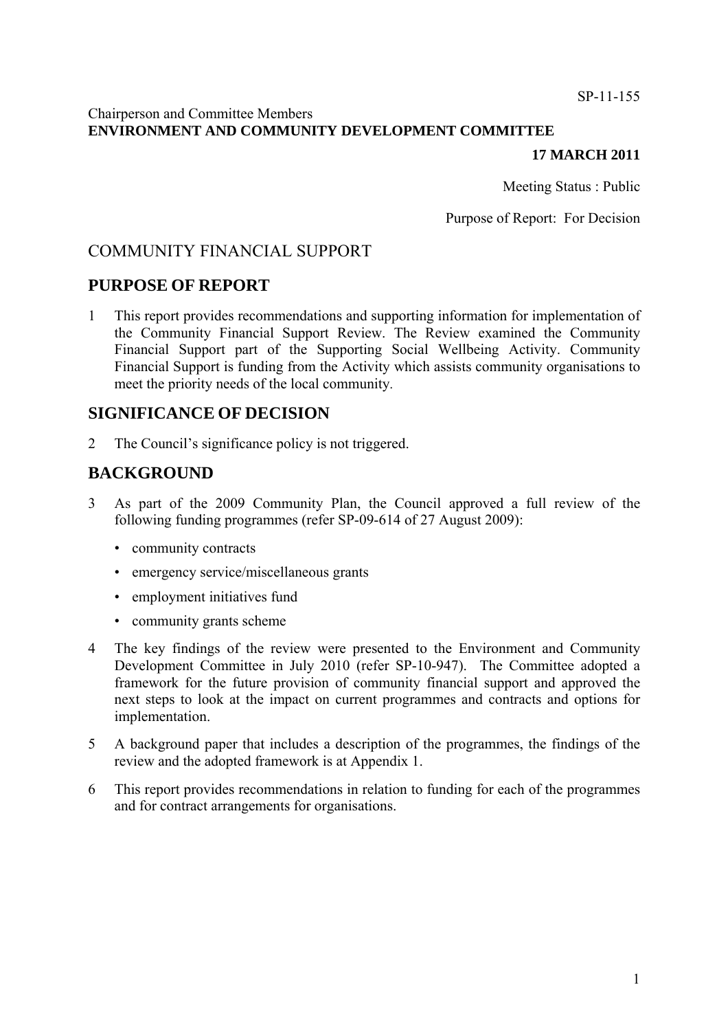SP-11-155

Chairperson and Committee Members
**ENVIRONMENT AND COMMUNITY DEVELOPMENT COMMITTEE**

**17 MARCH 2011**

Meeting Status : Public

Purpose of Report: For Decision

# COMMUNITY FINANCIAL SUPPORT

## PURPOSE OF REPORT

1 This report provides recommendations and supporting information for implementation of the Community Financial Support Review. The Review examined the Community Financial Support part of the Supporting Social Wellbeing Activity. Community Financial Support is funding from the Activity which assists community organisations to meet the priority needs of the local community.

## SIGNIFICANCE OF DECISION

2 The Council's significance policy is not triggered.

## BACKGROUND

3 As part of the 2009 Community Plan, the Council approved a full review of the following funding programmes (refer SP-09-614 of 27 August 2009):

- community contracts
- emergency service/miscellaneous grants
- employment initiatives fund
- community grants scheme

4 The key findings of the review were presented to the Environment and Community Development Committee in July 2010 (refer SP-10-947). The Committee adopted a framework for the future provision of community financial support and approved the next steps to look at the impact on current programmes and contracts and options for implementation.

5 A background paper that includes a description of the programmes, the findings of the review and the adopted framework is at Appendix 1.

6 This report provides recommendations in relation to funding for each of the programmes and for contract arrangements for organisations.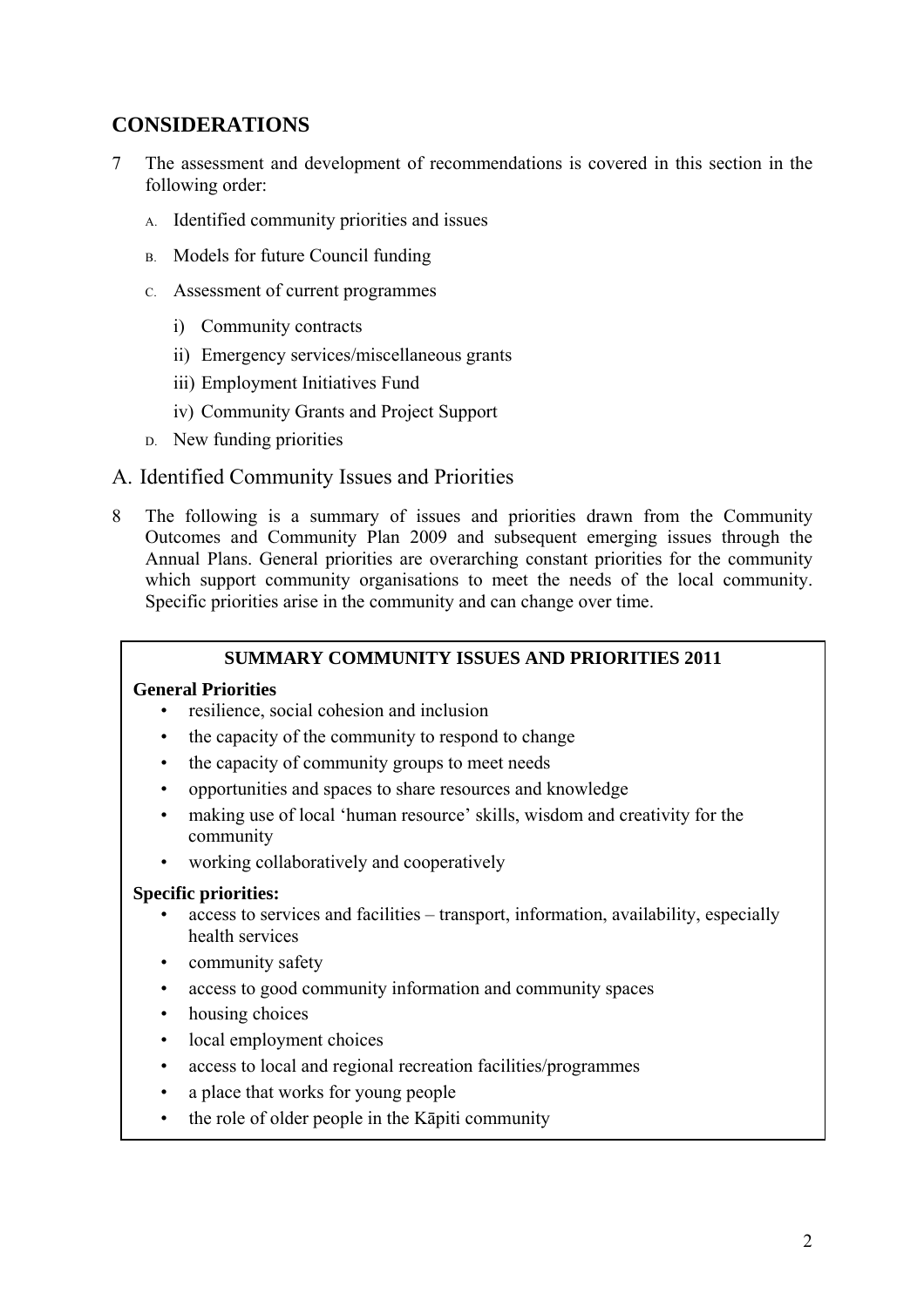## CONSIDERATIONS

7 The assessment and development of recommendations is covered in this section in the following order:

   A. Identified community priorities and issues

   B. Models for future Council funding

   C. Assessment of current programmes

      i) Community contracts

      ii) Emergency services/miscellaneous grants

      iii) Employment Initiatives Fund

      iv) Community Grants and Project Support

   D. New funding priorities

### A. Identified Community Issues and Priorities

8 The following is a summary of issues and priorities drawn from the Community Outcomes and Community Plan 2009 and subsequent emerging issues through the Annual Plans. General priorities are overarching constant priorities for the community which support community organisations to meet the needs of the local community. Specific priorities arise in the community and can change over time.

**SUMMARY COMMUNITY ISSUES AND PRIORITIES 2011**

**General Priorities**

- resilience, social cohesion and inclusion
- the capacity of the community to respond to change
- the capacity of community groups to meet needs
- opportunities and spaces to share resources and knowledge
- making use of local 'human resource' skills, wisdom and creativity for the community
- working collaboratively and cooperatively

**Specific priorities:**

- access to services and facilities – transport, information, availability, especially health services
- community safety
- access to good community information and community spaces
- housing choices
- local employment choices
- access to local and regional recreation facilities/programmes
- a place that works for young people
- the role of older people in the Kāpiti community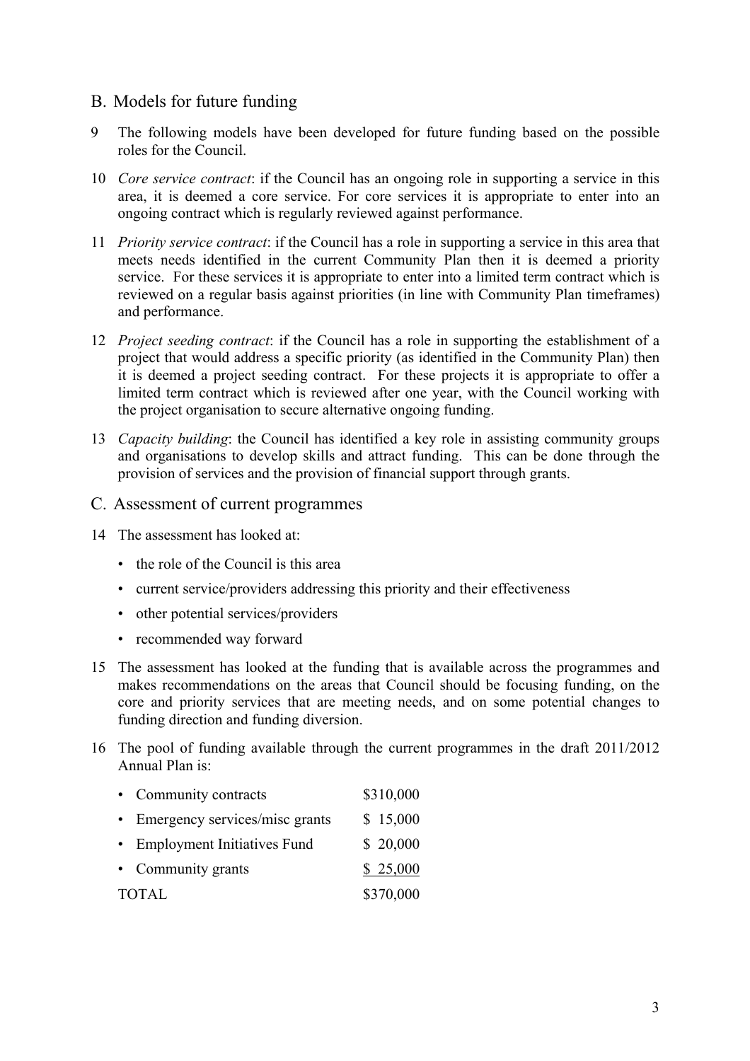## B. Models for future funding

9 The following models have been developed for future funding based on the possible roles for the Council.

10 *Core service contract*: if the Council has an ongoing role in supporting a service in this area, it is deemed a core service. For core services it is appropriate to enter into an ongoing contract which is regularly reviewed against performance.

11 *Priority service contract*: if the Council has a role in supporting a service in this area that meets needs identified in the current Community Plan then it is deemed a priority service. For these services it is appropriate to enter into a limited term contract which is reviewed on a regular basis against priorities (in line with Community Plan timeframes) and performance.

12 *Project seeding contract*: if the Council has a role in supporting the establishment of a project that would address a specific priority (as identified in the Community Plan) then it is deemed a project seeding contract. For these projects it is appropriate to offer a limited term contract which is reviewed after one year, with the Council working with the project organisation to secure alternative ongoing funding.

13 *Capacity building*: the Council has identified a key role in assisting community groups and organisations to develop skills and attract funding. This can be done through the provision of services and the provision of financial support through grants.

## C. Assessment of current programmes

14 The assessment has looked at:

- the role of the Council is this area
- current service/providers addressing this priority and their effectiveness
- other potential services/providers
- recommended way forward

15 The assessment has looked at the funding that is available across the programmes and makes recommendations on the areas that Council should be focusing funding, on the core and priority services that are meeting needs, and on some potential changes to funding direction and funding diversion.

16 The pool of funding available through the current programmes in the draft 2011/2012 Annual Plan is:

| | |
|---|---|
| • Community contracts | $310,000 |
| • Emergency services/misc grants | $ 15,000 |
| • Employment Initiatives Fund | $ 20,000 |
| • Community grants | $ 25,000 |
| TOTAL | $370,000 |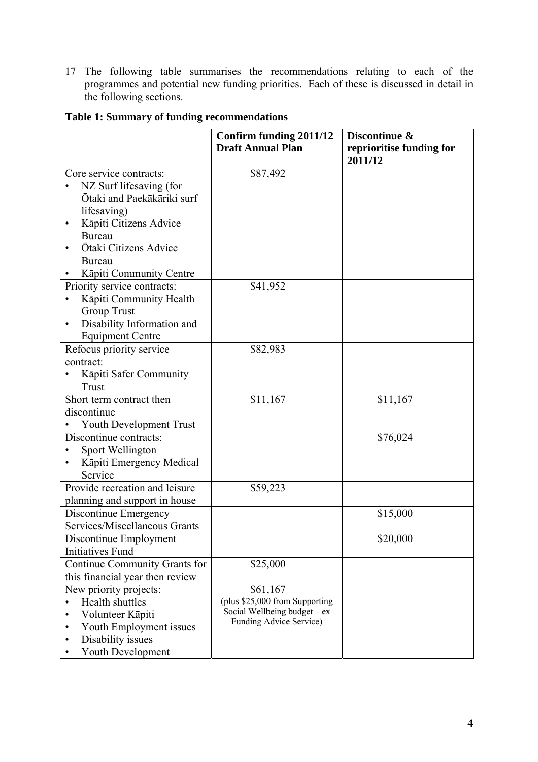17 The following table summarises the recommendations relating to each of the programmes and potential new funding priorities. Each of these is discussed in detail in the following sections.

**Table 1: Summary of funding recommendations**

| | **Confirm funding 2011/12 Draft Annual Plan** | **Discontinue & reprioritise funding for 2011/12** |
|---|---|---|
| Core service contracts:<br>• NZ Surf lifesaving (for Ōtaki and Paekākāriki surf lifesaving)<br>• Kāpiti Citizens Advice Bureau<br>• Ōtaki Citizens Advice Bureau<br>• Kāpiti Community Centre | $87,492 | |
| Priority service contracts:<br>• Kāpiti Community Health Group Trust<br>• Disability Information and Equipment Centre | $41,952 | |
| Refocus priority service contract:<br>• Kāpiti Safer Community Trust | $82,983 | |
| Short term contract then discontinue<br>• Youth Development Trust | $11,167 | $11,167 |
| Discontinue contracts:<br>• Sport Wellington<br>• Kāpiti Emergency Medical Service | | $76,024 |
| Provide recreation and leisure planning and support in house | $59,223 | |
| Discontinue Emergency Services/Miscellaneous Grants | | $15,000 |
| Discontinue Employment Initiatives Fund | | $20,000 |
| Continue Community Grants for this financial year then review | $25,000 | |
| New priority projects:<br>• Health shuttles<br>• Volunteer Kāpiti<br>• Youth Employment issues<br>• Disability issues<br>• Youth Development | $61,167<br>(plus $25,000 from Supporting Social Wellbeing budget – ex Funding Advice Service) | |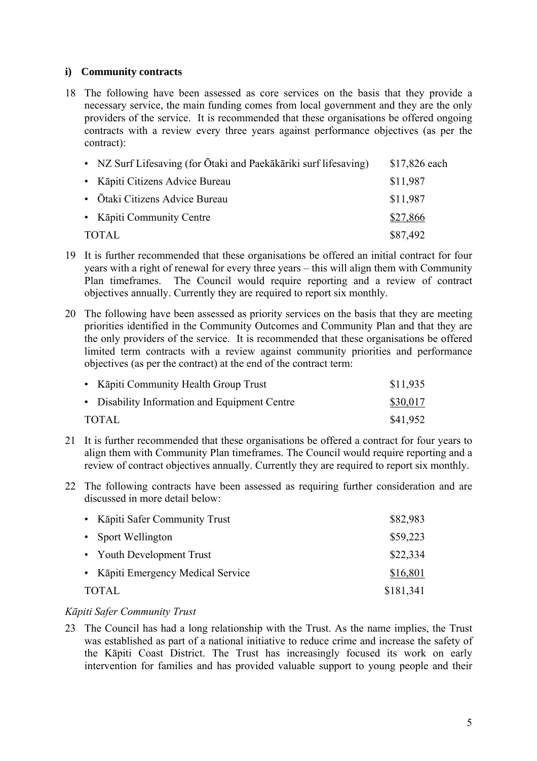### i) Community contracts

18 The following have been assessed as core services on the basis that they provide a necessary service, the main funding comes from local government and they are the only providers of the service. It is recommended that these organisations be offered ongoing contracts with a review every three years against performance objectives (as per the contract):

| | |
|---|---|
| • NZ Surf Lifesaving (for Ōtaki and Paekākāriki surf lifesaving) | $17,826 each |
| • Kāpiti Citizens Advice Bureau | $11,987 |
| • Ōtaki Citizens Advice Bureau | $11,987 |
| • Kāpiti Community Centre | $27,866 |
| TOTAL | $87,492 |

19 It is further recommended that these organisations be offered an initial contract for four years with a right of renewal for every three years – this will align them with Community Plan timeframes. The Council would require reporting and a review of contract objectives annually. Currently they are required to report six monthly.

20 The following have been assessed as priority services on the basis that they are meeting priorities identified in the Community Outcomes and Community Plan and that they are the only providers of the service. It is recommended that these organisations be offered limited term contracts with a review against community priorities and performance objectives (as per the contract) at the end of the contract term:

| | |
|---|---|
| • Kāpiti Community Health Group Trust | $11,935 |
| • Disability Information and Equipment Centre | $30,017 |
| TOTAL | $41,952 |

21 It is further recommended that these organisations be offered a contract for four years to align them with Community Plan timeframes. The Council would require reporting and a review of contract objectives annually. Currently they are required to report six monthly.

22 The following contracts have been assessed as requiring further consideration and are discussed in more detail below:

| | |
|---|---|
| • Kāpiti Safer Community Trust | $82,983 |
| • Sport Wellington | $59,223 |
| • Youth Development Trust | $22,334 |
| • Kāpiti Emergency Medical Service | $16,801 |
| TOTAL | $181,341 |

*Kāpiti Safer Community Trust*

23 The Council has had a long relationship with the Trust. As the name implies, the Trust was established as part of a national initiative to reduce crime and increase the safety of the Kāpiti Coast District. The Trust has increasingly focused its work on early intervention for families and has provided valuable support to young people and their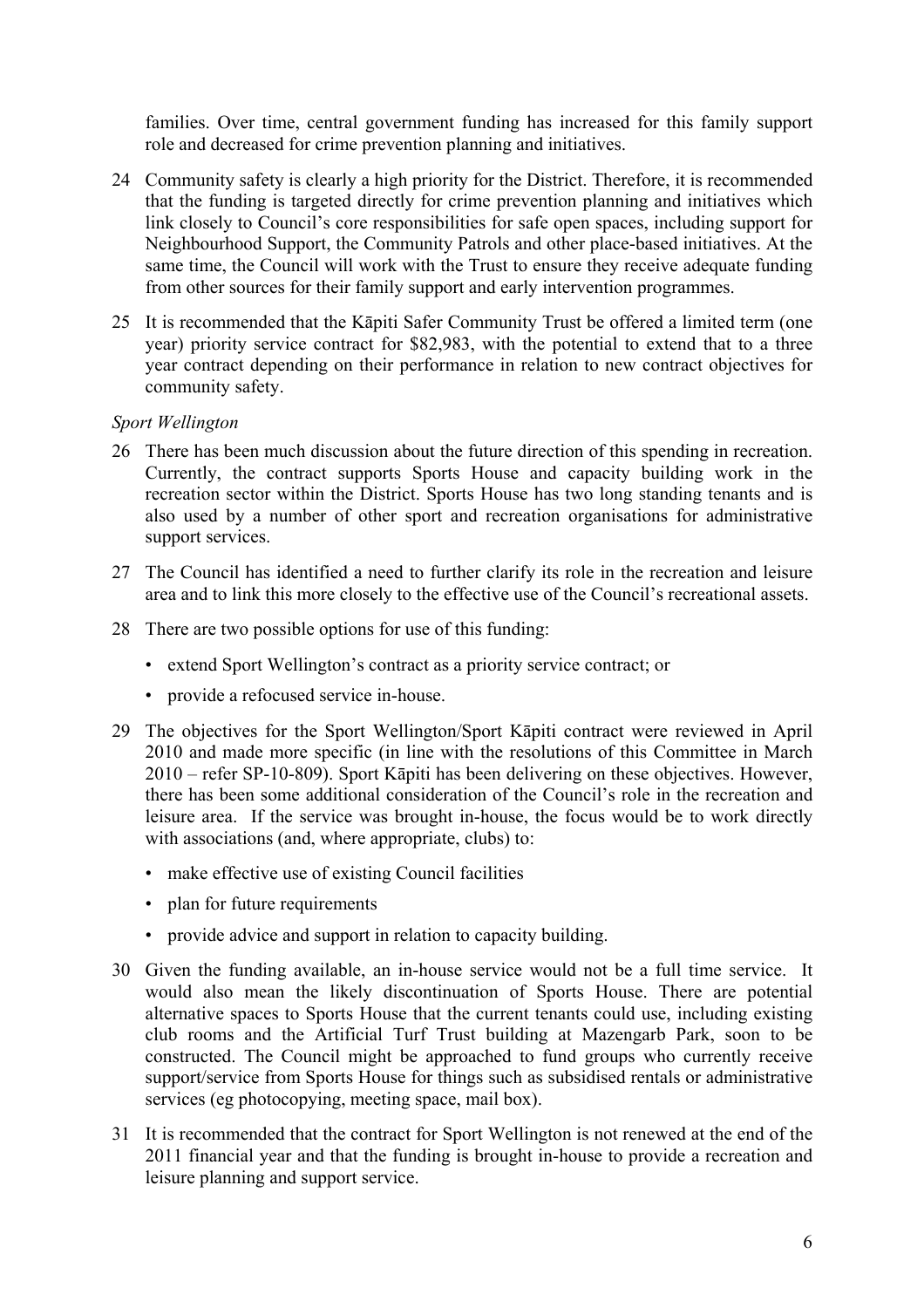families. Over time, central government funding has increased for this family support role and decreased for crime prevention planning and initiatives.

24 Community safety is clearly a high priority for the District. Therefore, it is recommended that the funding is targeted directly for crime prevention planning and initiatives which link closely to Council's core responsibilities for safe open spaces, including support for Neighbourhood Support, the Community Patrols and other place-based initiatives. At the same time, the Council will work with the Trust to ensure they receive adequate funding from other sources for their family support and early intervention programmes.

25 It is recommended that the Kāpiti Safer Community Trust be offered a limited term (one year) priority service contract for $82,983, with the potential to extend that to a three year contract depending on their performance in relation to new contract objectives for community safety.

*Sport Wellington*

26 There has been much discussion about the future direction of this spending in recreation. Currently, the contract supports Sports House and capacity building work in the recreation sector within the District. Sports House has two long standing tenants and is also used by a number of other sport and recreation organisations for administrative support services.

27 The Council has identified a need to further clarify its role in the recreation and leisure area and to link this more closely to the effective use of the Council's recreational assets.

28 There are two possible options for use of this funding:

- extend Sport Wellington's contract as a priority service contract; or
- provide a refocused service in-house.

29 The objectives for the Sport Wellington/Sport Kāpiti contract were reviewed in April 2010 and made more specific (in line with the resolutions of this Committee in March 2010 – refer SP-10-809). Sport Kāpiti has been delivering on these objectives. However, there has been some additional consideration of the Council's role in the recreation and leisure area. If the service was brought in-house, the focus would be to work directly with associations (and, where appropriate, clubs) to:

- make effective use of existing Council facilities
- plan for future requirements
- provide advice and support in relation to capacity building.

30 Given the funding available, an in-house service would not be a full time service. It would also mean the likely discontinuation of Sports House. There are potential alternative spaces to Sports House that the current tenants could use, including existing club rooms and the Artificial Turf Trust building at Mazengarb Park, soon to be constructed. The Council might be approached to fund groups who currently receive support/service from Sports House for things such as subsidised rentals or administrative services (eg photocopying, meeting space, mail box).

31 It is recommended that the contract for Sport Wellington is not renewed at the end of the 2011 financial year and that the funding is brought in-house to provide a recreation and leisure planning and support service.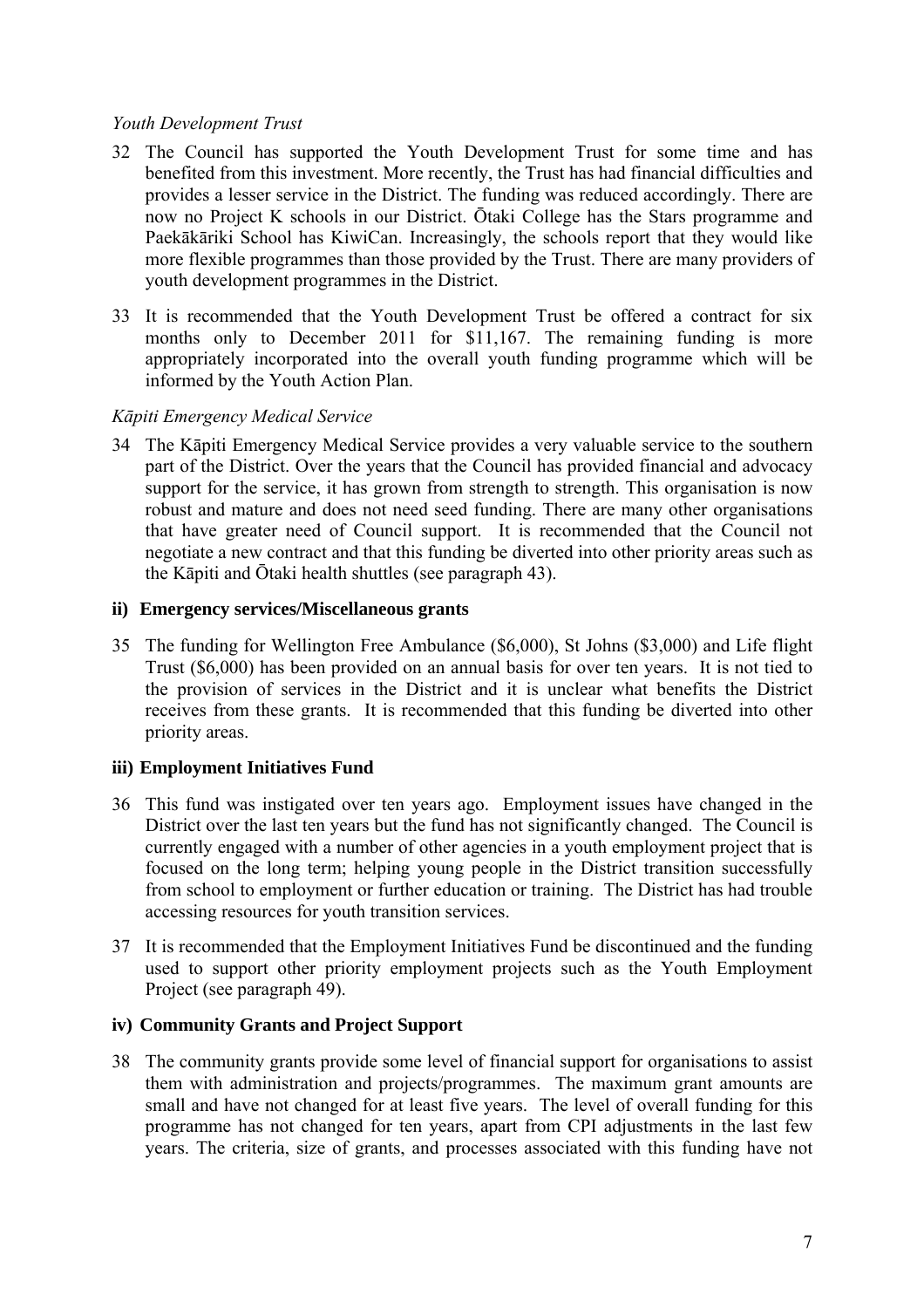*Youth Development Trust*

32 The Council has supported the Youth Development Trust for some time and has benefited from this investment. More recently, the Trust has had financial difficulties and provides a lesser service in the District. The funding was reduced accordingly. There are now no Project K schools in our District. Ōtaki College has the Stars programme and Paekākāriki School has KiwiCan. Increasingly, the schools report that they would like more flexible programmes than those provided by the Trust. There are many providers of youth development programmes in the District.

33 It is recommended that the Youth Development Trust be offered a contract for six months only to December 2011 for $11,167. The remaining funding is more appropriately incorporated into the overall youth funding programme which will be informed by the Youth Action Plan.

*Kāpiti Emergency Medical Service*

34 The Kāpiti Emergency Medical Service provides a very valuable service to the southern part of the District. Over the years that the Council has provided financial and advocacy support for the service, it has grown from strength to strength. This organisation is now robust and mature and does not need seed funding. There are many other organisations that have greater need of Council support. It is recommended that the Council not negotiate a new contract and that this funding be diverted into other priority areas such as the Kāpiti and Ōtaki health shuttles (see paragraph 43).

**ii) Emergency services/Miscellaneous grants**

35 The funding for Wellington Free Ambulance ($6,000), St Johns ($3,000) and Life flight Trust ($6,000) has been provided on an annual basis for over ten years. It is not tied to the provision of services in the District and it is unclear what benefits the District receives from these grants. It is recommended that this funding be diverted into other priority areas.

**iii) Employment Initiatives Fund**

36 This fund was instigated over ten years ago. Employment issues have changed in the District over the last ten years but the fund has not significantly changed. The Council is currently engaged with a number of other agencies in a youth employment project that is focused on the long term; helping young people in the District transition successfully from school to employment or further education or training. The District has had trouble accessing resources for youth transition services.

37 It is recommended that the Employment Initiatives Fund be discontinued and the funding used to support other priority employment projects such as the Youth Employment Project (see paragraph 49).

**iv) Community Grants and Project Support**

38 The community grants provide some level of financial support for organisations to assist them with administration and projects/programmes. The maximum grant amounts are small and have not changed for at least five years. The level of overall funding for this programme has not changed for ten years, apart from CPI adjustments in the last few years. The criteria, size of grants, and processes associated with this funding have not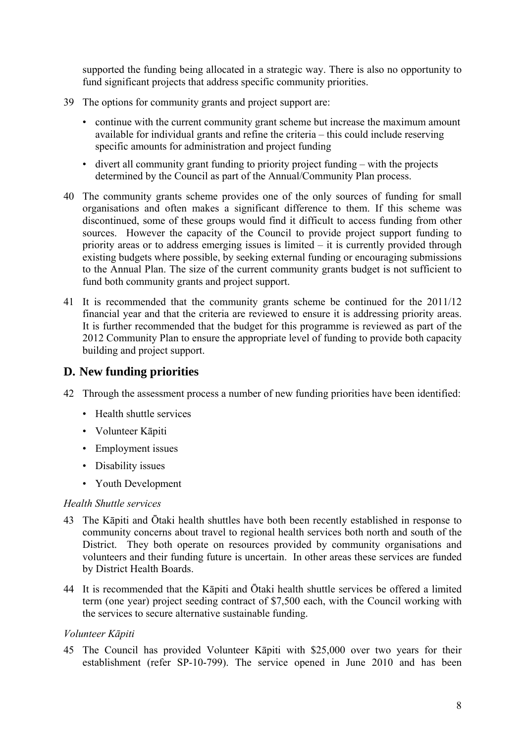supported the funding being allocated in a strategic way. There is also no opportunity to fund significant projects that address specific community priorities.

39 The options for community grants and project support are:

- continue with the current community grant scheme but increase the maximum amount available for individual grants and refine the criteria – this could include reserving specific amounts for administration and project funding
- divert all community grant funding to priority project funding – with the projects determined by the Council as part of the Annual/Community Plan process.

40 The community grants scheme provides one of the only sources of funding for small organisations and often makes a significant difference to them. If this scheme was discontinued, some of these groups would find it difficult to access funding from other sources. However the capacity of the Council to provide project support funding to priority areas or to address emerging issues is limited – it is currently provided through existing budgets where possible, by seeking external funding or encouraging submissions to the Annual Plan. The size of the current community grants budget is not sufficient to fund both community grants and project support.

41 It is recommended that the community grants scheme be continued for the 2011/12 financial year and that the criteria are reviewed to ensure it is addressing priority areas. It is further recommended that the budget for this programme is reviewed as part of the 2012 Community Plan to ensure the appropriate level of funding to provide both capacity building and project support.

## D. New funding priorities

42 Through the assessment process a number of new funding priorities have been identified:

- Health shuttle services
- Volunteer Kāpiti
- Employment issues
- Disability issues
- Youth Development

*Health Shuttle services*

43 The Kāpiti and Ōtaki health shuttles have both been recently established in response to community concerns about travel to regional health services both north and south of the District. They both operate on resources provided by community organisations and volunteers and their funding future is uncertain. In other areas these services are funded by District Health Boards.

44 It is recommended that the Kāpiti and Ōtaki health shuttle services be offered a limited term (one year) project seeding contract of $7,500 each, with the Council working with the services to secure alternative sustainable funding.

*Volunteer Kāpiti*

45 The Council has provided Volunteer Kāpiti with $25,000 over two years for their establishment (refer SP-10-799). The service opened in June 2010 and has been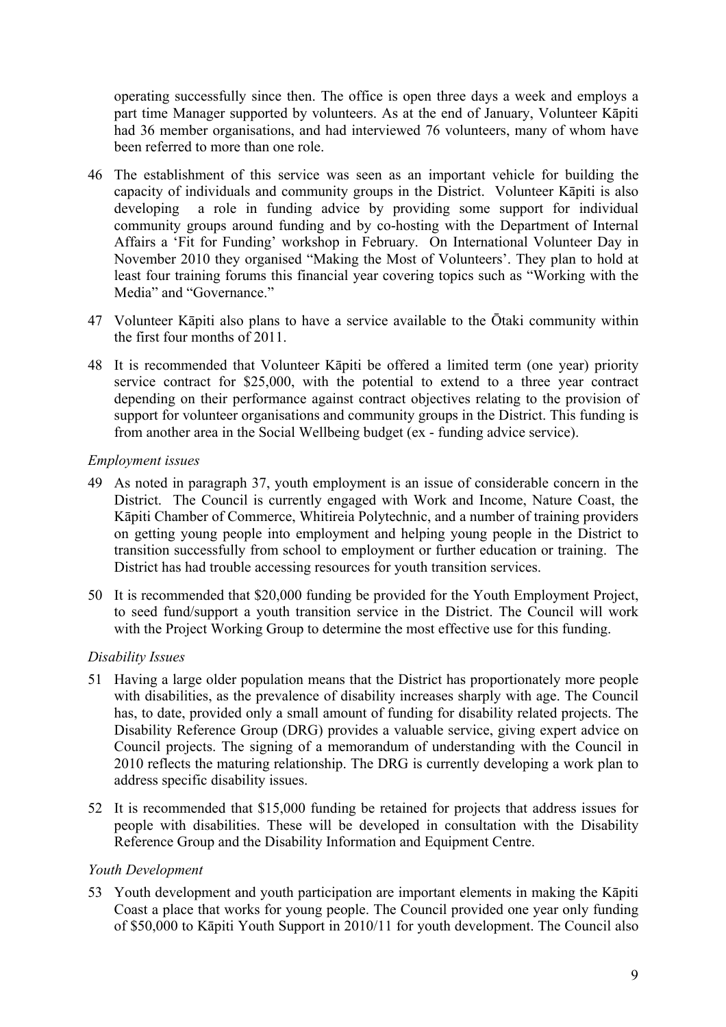operating successfully since then. The office is open three days a week and employs a part time Manager supported by volunteers. As at the end of January, Volunteer Kāpiti had 36 member organisations, and had interviewed 76 volunteers, many of whom have been referred to more than one role.

46 The establishment of this service was seen as an important vehicle for building the capacity of individuals and community groups in the District. Volunteer Kāpiti is also developing a role in funding advice by providing some support for individual community groups around funding and by co-hosting with the Department of Internal Affairs a 'Fit for Funding' workshop in February. On International Volunteer Day in November 2010 they organised "Making the Most of Volunteers'. They plan to hold at least four training forums this financial year covering topics such as "Working with the Media" and "Governance."

47 Volunteer Kāpiti also plans to have a service available to the Ōtaki community within the first four months of 2011.

48 It is recommended that Volunteer Kāpiti be offered a limited term (one year) priority service contract for $25,000, with the potential to extend to a three year contract depending on their performance against contract objectives relating to the provision of support for volunteer organisations and community groups in the District. This funding is from another area in the Social Wellbeing budget (ex - funding advice service).

*Employment issues*

49 As noted in paragraph 37, youth employment is an issue of considerable concern in the District. The Council is currently engaged with Work and Income, Nature Coast, the Kāpiti Chamber of Commerce, Whitireia Polytechnic, and a number of training providers on getting young people into employment and helping young people in the District to transition successfully from school to employment or further education or training. The District has had trouble accessing resources for youth transition services.

50 It is recommended that $20,000 funding be provided for the Youth Employment Project, to seed fund/support a youth transition service in the District. The Council will work with the Project Working Group to determine the most effective use for this funding.

*Disability Issues*

51 Having a large older population means that the District has proportionately more people with disabilities, as the prevalence of disability increases sharply with age. The Council has, to date, provided only a small amount of funding for disability related projects. The Disability Reference Group (DRG) provides a valuable service, giving expert advice on Council projects. The signing of a memorandum of understanding with the Council in 2010 reflects the maturing relationship. The DRG is currently developing a work plan to address specific disability issues.

52 It is recommended that $15,000 funding be retained for projects that address issues for people with disabilities. These will be developed in consultation with the Disability Reference Group and the Disability Information and Equipment Centre.

*Youth Development*

53 Youth development and youth participation are important elements in making the Kāpiti Coast a place that works for young people. The Council provided one year only funding of $50,000 to Kāpiti Youth Support in 2010/11 for youth development. The Council also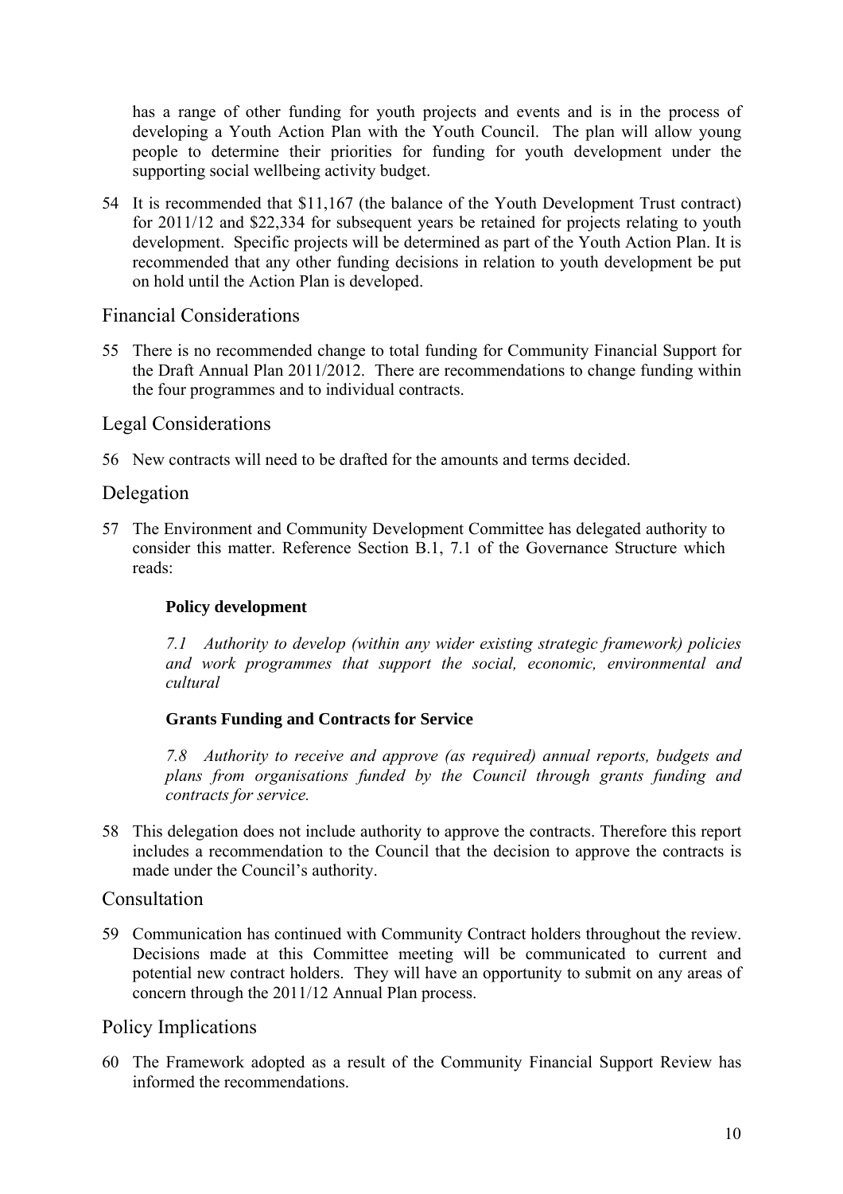has a range of other funding for youth projects and events and is in the process of developing a Youth Action Plan with the Youth Council. The plan will allow young people to determine their priorities for funding for youth development under the supporting social wellbeing activity budget.

54 It is recommended that $11,167 (the balance of the Youth Development Trust contract) for 2011/12 and $22,334 for subsequent years be retained for projects relating to youth development. Specific projects will be determined as part of the Youth Action Plan. It is recommended that any other funding decisions in relation to youth development be put on hold until the Action Plan is developed.

## Financial Considerations

55 There is no recommended change to total funding for Community Financial Support for the Draft Annual Plan 2011/2012. There are recommendations to change funding within the four programmes and to individual contracts.

## Legal Considerations

56 New contracts will need to be drafted for the amounts and terms decided.

## Delegation

57 The Environment and Community Development Committee has delegated authority to consider this matter. Reference Section B.1, 7.1 of the Governance Structure which reads:

**Policy development**

*7.1 Authority to develop (within any wider existing strategic framework) policies and work programmes that support the social, economic, environmental and cultural*

**Grants Funding and Contracts for Service**

*7.8 Authority to receive and approve (as required) annual reports, budgets and plans from organisations funded by the Council through grants funding and contracts for service.*

58 This delegation does not include authority to approve the contracts. Therefore this report includes a recommendation to the Council that the decision to approve the contracts is made under the Council's authority.

## Consultation

59 Communication has continued with Community Contract holders throughout the review. Decisions made at this Committee meeting will be communicated to current and potential new contract holders. They will have an opportunity to submit on any areas of concern through the 2011/12 Annual Plan process.

## Policy Implications

60 The Framework adopted as a result of the Community Financial Support Review has informed the recommendations.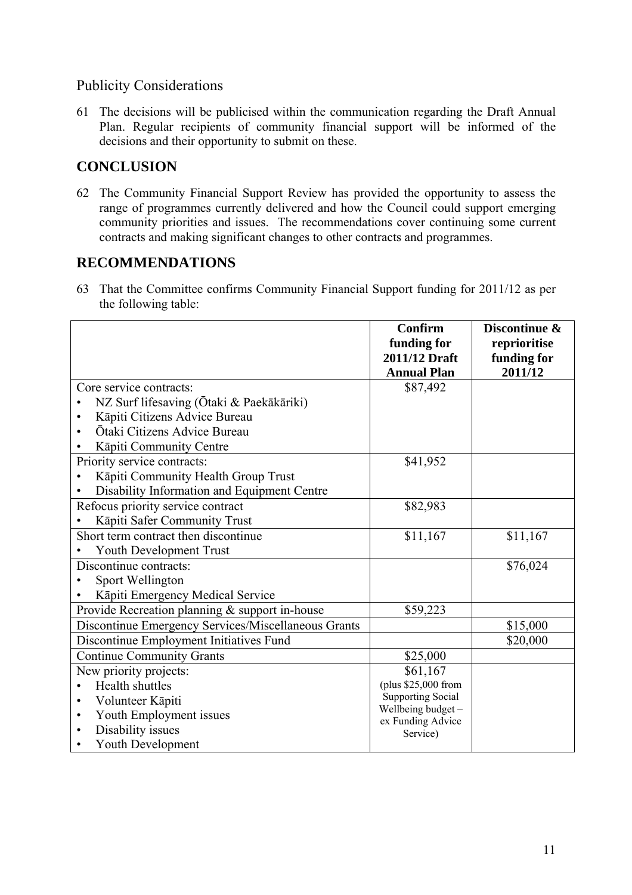## Publicity Considerations

61 The decisions will be publicised within the communication regarding the Draft Annual Plan. Regular recipients of community financial support will be informed of the decisions and their opportunity to submit on these.

# CONCLUSION

62 The Community Financial Support Review has provided the opportunity to assess the range of programmes currently delivered and how the Council could support emerging community priorities and issues. The recommendations cover continuing some current contracts and making significant changes to other contracts and programmes.

# RECOMMENDATIONS

63 That the Committee confirms Community Financial Support funding for 2011/12 as per the following table:

| | **Confirm funding for 2011/12 Draft Annual Plan** | **Discontinue & reprioritise funding for 2011/12** |
|---|---|---|
| Core service contracts:<br>• NZ Surf lifesaving (Ōtaki & Paekākāriki)<br>• Kāpiti Citizens Advice Bureau<br>• Ōtaki Citizens Advice Bureau<br>• Kāpiti Community Centre | $87,492 | |
| Priority service contracts:<br>• Kāpiti Community Health Group Trust<br>• Disability Information and Equipment Centre | $41,952 | |
| Refocus priority service contract<br>• Kāpiti Safer Community Trust | $82,983 | |
| Short term contract then discontinue<br>• Youth Development Trust | $11,167 | $11,167 |
| Discontinue contracts:<br>• Sport Wellington<br>• Kāpiti Emergency Medical Service | | $76,024 |
| Provide Recreation planning & support in-house | $59,223 | |
| Discontinue Emergency Services/Miscellaneous Grants | | $15,000 |
| Discontinue Employment Initiatives Fund | | $20,000 |
| Continue Community Grants | $25,000 | |
| New priority projects:<br>• Health shuttles<br>• Volunteer Kāpiti<br>• Youth Employment issues<br>• Disability issues<br>• Youth Development | $61,167<br>(plus $25,000 from Supporting Social Wellbeing budget – ex Funding Advice Service) | |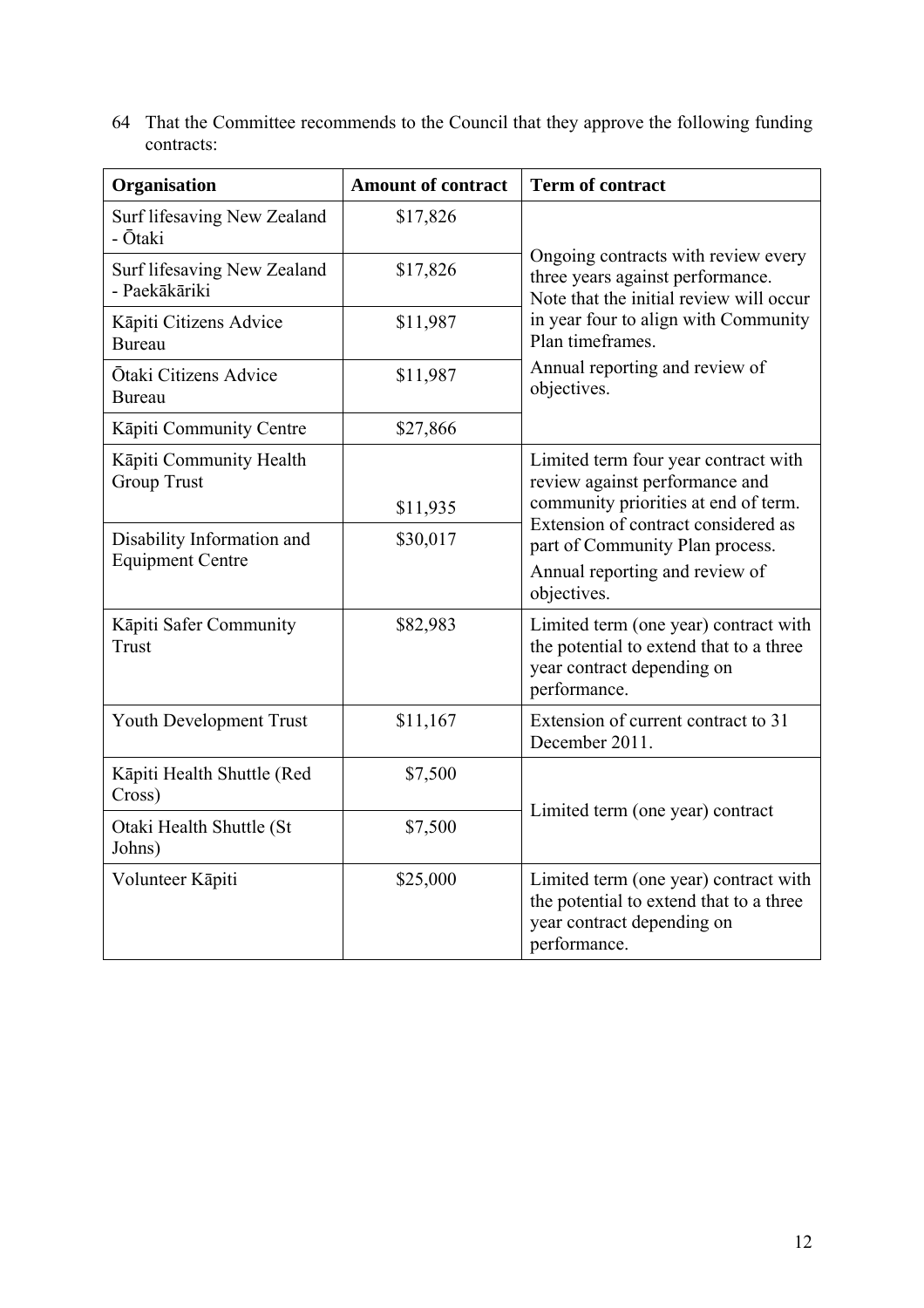64 That the Committee recommends to the Council that they approve the following funding contracts:

| Organisation | Amount of contract | Term of contract |
| --- | --- | --- |
| Surf lifesaving New Zealand - Ōtaki | $17,826 | Ongoing contracts with review every three years against performance. Note that the initial review will occur in year four to align with Community Plan timeframes. Annual reporting and review of objectives. |
| Surf lifesaving New Zealand - Paekākāriki | $17,826 | |
| Kāpiti Citizens Advice Bureau | $11,987 | |
| Ōtaki Citizens Advice Bureau | $11,987 | |
| Kāpiti Community Centre | $27,866 | |
| Kāpiti Community Health Group Trust | $11,935 | Limited term four year contract with review against performance and community priorities at end of term. Extension of contract considered as part of Community Plan process. Annual reporting and review of objectives. |
| Disability Information and Equipment Centre | $30,017 | |
| Kāpiti Safer Community Trust | $82,983 | Limited term (one year) contract with the potential to extend that to a three year contract depending on performance. |
| Youth Development Trust | $11,167 | Extension of current contract to 31 December 2011. |
| Kāpiti Health Shuttle (Red Cross) | $7,500 | Limited term (one year) contract |
| Otaki Health Shuttle (St Johns) | $7,500 | |
| Volunteer Kāpiti | $25,000 | Limited term (one year) contract with the potential to extend that to a three year contract depending on performance. |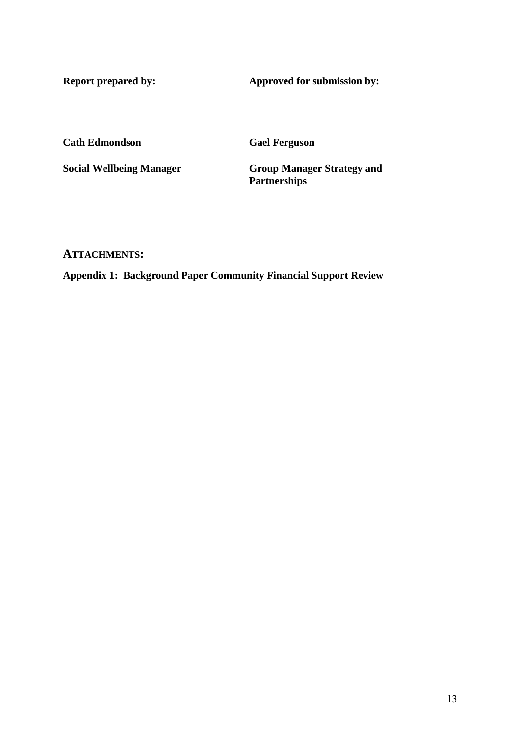| **Report prepared by:** | **Approved for submission by:** |
| --- | --- |
| **Cath Edmondson** | **Gael Ferguson** |
| **Social Wellbeing Manager** | **Group Manager Strategy and Partnerships** |

## ATTACHMENTS:

**Appendix 1: Background Paper Community Financial Support Review**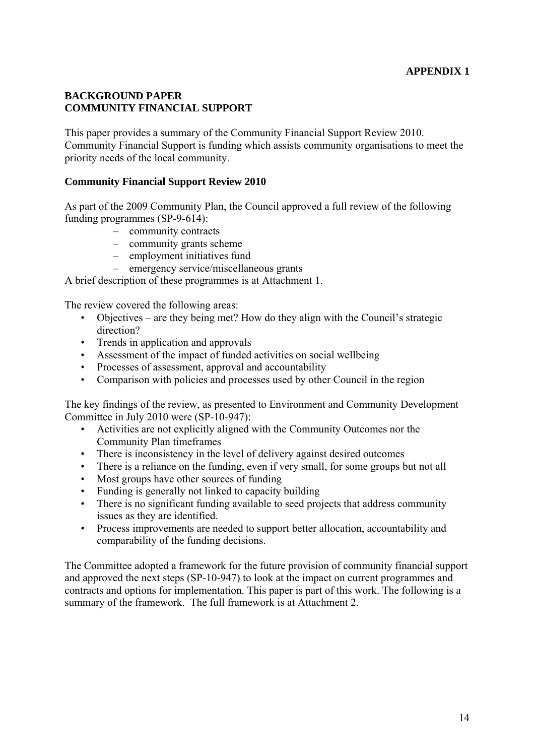**APPENDIX 1**

## BACKGROUND PAPER
## COMMUNITY FINANCIAL SUPPORT

This paper provides a summary of the Community Financial Support Review 2010. Community Financial Support is funding which assists community organisations to meet the priority needs of the local community.

### Community Financial Support Review 2010

As part of the 2009 Community Plan, the Council approved a full review of the following funding programmes (SP-9-614):

- community contracts
- community grants scheme
- employment initiatives fund
- emergency service/miscellaneous grants

A brief description of these programmes is at Attachment 1.

The review covered the following areas:

- Objectives – are they being met? How do they align with the Council's strategic direction?
- Trends in application and approvals
- Assessment of the impact of funded activities on social wellbeing
- Processes of assessment, approval and accountability
- Comparison with policies and processes used by other Council in the region

The key findings of the review, as presented to Environment and Community Development Committee in July 2010 were (SP-10-947):

- Activities are not explicitly aligned with the Community Outcomes nor the Community Plan timeframes
- There is inconsistency in the level of delivery against desired outcomes
- There is a reliance on the funding, even if very small, for some groups but not all
- Most groups have other sources of funding
- Funding is generally not linked to capacity building
- There is no significant funding available to seed projects that address community issues as they are identified.
- Process improvements are needed to support better allocation, accountability and comparability of the funding decisions.

The Committee adopted a framework for the future provision of community financial support and approved the next steps (SP-10-947) to look at the impact on current programmes and contracts and options for implementation. This paper is part of this work. The following is a summary of the framework. The full framework is at Attachment 2.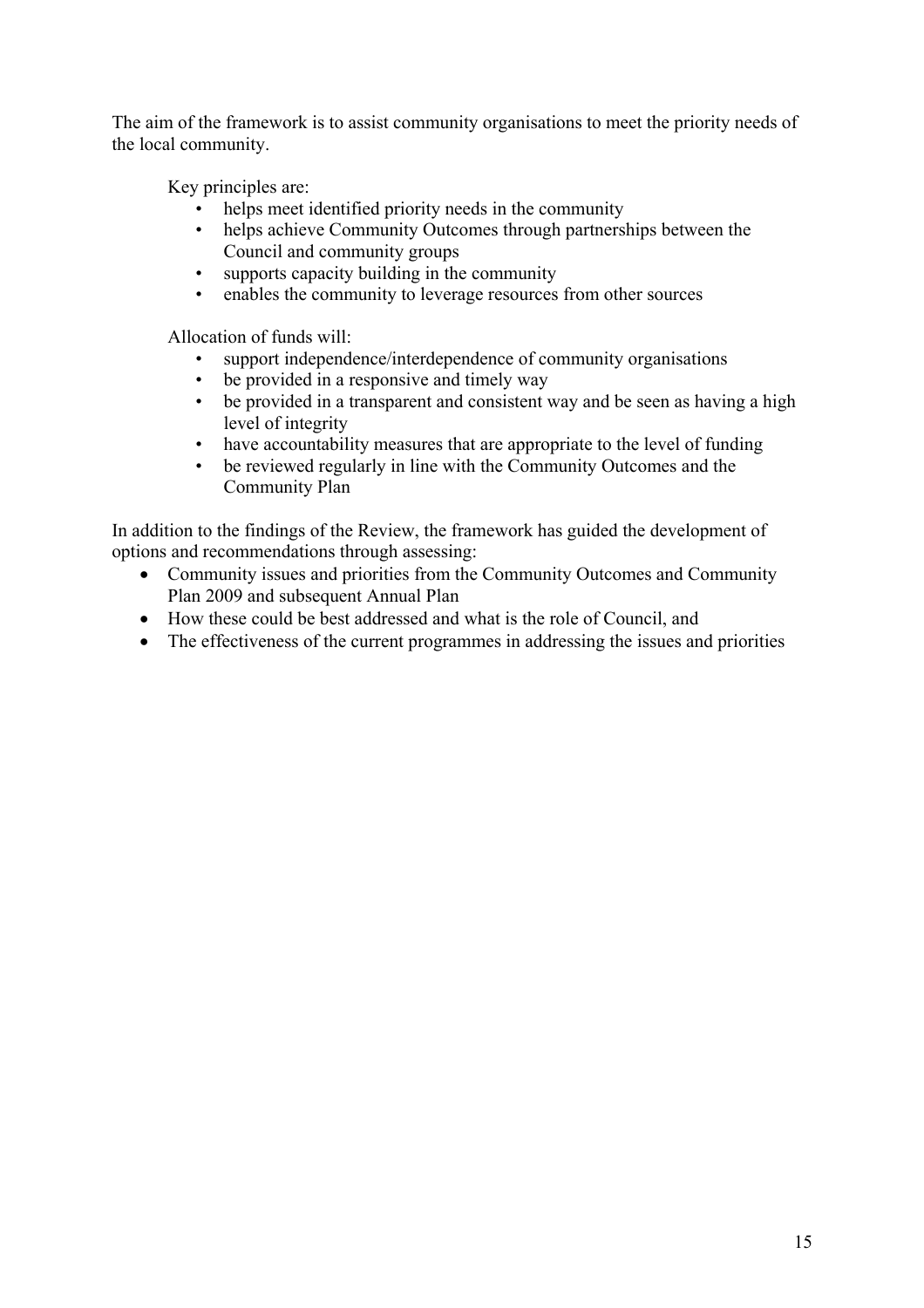The aim of the framework is to assist community organisations to meet the priority needs of the local community.

Key principles are:

- helps meet identified priority needs in the community
- helps achieve Community Outcomes through partnerships between the Council and community groups
- supports capacity building in the community
- enables the community to leverage resources from other sources

Allocation of funds will:

- support independence/interdependence of community organisations
- be provided in a responsive and timely way
- be provided in a transparent and consistent way and be seen as having a high level of integrity
- have accountability measures that are appropriate to the level of funding
- be reviewed regularly in line with the Community Outcomes and the Community Plan

In addition to the findings of the Review, the framework has guided the development of options and recommendations through assessing:

- Community issues and priorities from the Community Outcomes and Community Plan 2009 and subsequent Annual Plan
- How these could be best addressed and what is the role of Council, and
- The effectiveness of the current programmes in addressing the issues and priorities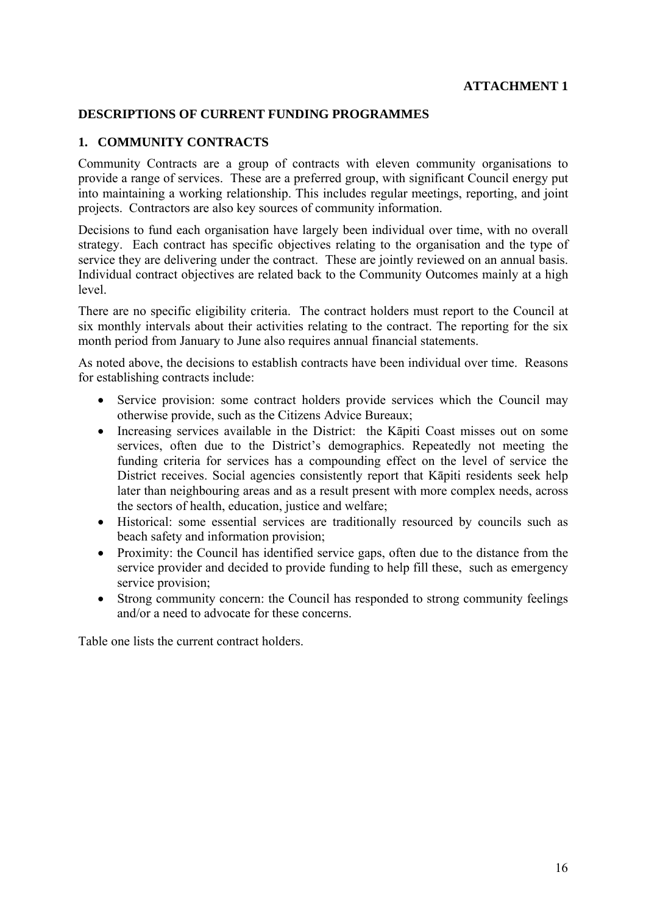**ATTACHMENT 1**

## DESCRIPTIONS OF CURRENT FUNDING PROGRAMMES

### 1. COMMUNITY CONTRACTS

Community Contracts are a group of contracts with eleven community organisations to provide a range of services. These are a preferred group, with significant Council energy put into maintaining a working relationship. This includes regular meetings, reporting, and joint projects. Contractors are also key sources of community information.

Decisions to fund each organisation have largely been individual over time, with no overall strategy. Each contract has specific objectives relating to the organisation and the type of service they are delivering under the contract. These are jointly reviewed on an annual basis. Individual contract objectives are related back to the Community Outcomes mainly at a high level.

There are no specific eligibility criteria. The contract holders must report to the Council at six monthly intervals about their activities relating to the contract. The reporting for the six month period from January to June also requires annual financial statements.

As noted above, the decisions to establish contracts have been individual over time. Reasons for establishing contracts include:

- Service provision: some contract holders provide services which the Council may otherwise provide, such as the Citizens Advice Bureaux;
- Increasing services available in the District: the Kāpiti Coast misses out on some services, often due to the District's demographics. Repeatedly not meeting the funding criteria for services has a compounding effect on the level of service the District receives. Social agencies consistently report that Kāpiti residents seek help later than neighbouring areas and as a result present with more complex needs, across the sectors of health, education, justice and welfare;
- Historical: some essential services are traditionally resourced by councils such as beach safety and information provision;
- Proximity: the Council has identified service gaps, often due to the distance from the service provider and decided to provide funding to help fill these, such as emergency service provision;
- Strong community concern: the Council has responded to strong community feelings and/or a need to advocate for these concerns.

Table one lists the current contract holders.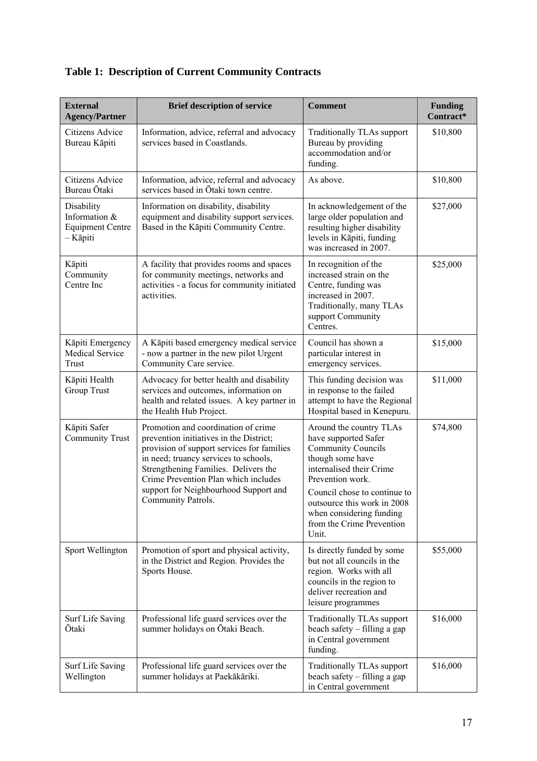## Table 1: Description of Current Community Contracts

| External Agency/Partner | Brief description of service | Comment | Funding Contract* |
|---|---|---|---|
| Citizens Advice Bureau Kāpiti | Information, advice, referral and advocacy services based in Coastlands. | Traditionally TLAs support Bureau by providing accommodation and/or funding. | $10,800 |
| Citizens Advice Bureau Ōtaki | Information, advice, referral and advocacy services based in Ōtaki town centre. | As above. | $10,800 |
| Disability Information & Equipment Centre – Kāpiti | Information on disability, disability equipment and disability support services. Based in the Kāpiti Community Centre. | In acknowledgement of the large older population and resulting higher disability levels in Kāpiti, funding was increased in 2007. | $27,000 |
| Kāpiti Community Centre Inc | A facility that provides rooms and spaces for community meetings, networks and activities - a focus for community initiated activities. | In recognition of the increased strain on the Centre, funding was increased in 2007. Traditionally, many TLAs support Community Centres. | $25,000 |
| Kāpiti Emergency Medical Service Trust | A Kāpiti based emergency medical service - now a partner in the new pilot Urgent Community Care service. | Council has shown a particular interest in emergency services. | $15,000 |
| Kāpiti Health Group Trust | Advocacy for better health and disability services and outcomes, information on health and related issues. A key partner in the Health Hub Project. | This funding decision was in response to the failed attempt to have the Regional Hospital based in Kenepuru. | $11,000 |
| Kāpiti Safer Community Trust | Promotion and coordination of crime prevention initiatives in the District; provision of support services for families in need; truancy services to schools, Strengthening Families. Delivers the Crime Prevention Plan which includes support for Neighbourhood Support and Community Patrols. | Around the country TLAs have supported Safer Community Councils though some have internalised their Crime Prevention work. Council chose to continue to outsource this work in 2008 when considering funding from the Crime Prevention Unit. | $74,800 |
| Sport Wellington | Promotion of sport and physical activity, in the District and Region. Provides the Sports House. | Is directly funded by some but not all councils in the region. Works with all councils in the region to deliver recreation and leisure programmes | $55,000 |
| Surf Life Saving Ōtaki | Professional life guard services over the summer holidays on Ōtaki Beach. | Traditionally TLAs support beach safety – filling a gap in Central government funding. | $16,000 |
| Surf Life Saving Wellington | Professional life guard services over the summer holidays at Paekākāriki. | Traditionally TLAs support beach safety – filling a gap in Central government | $16,000 |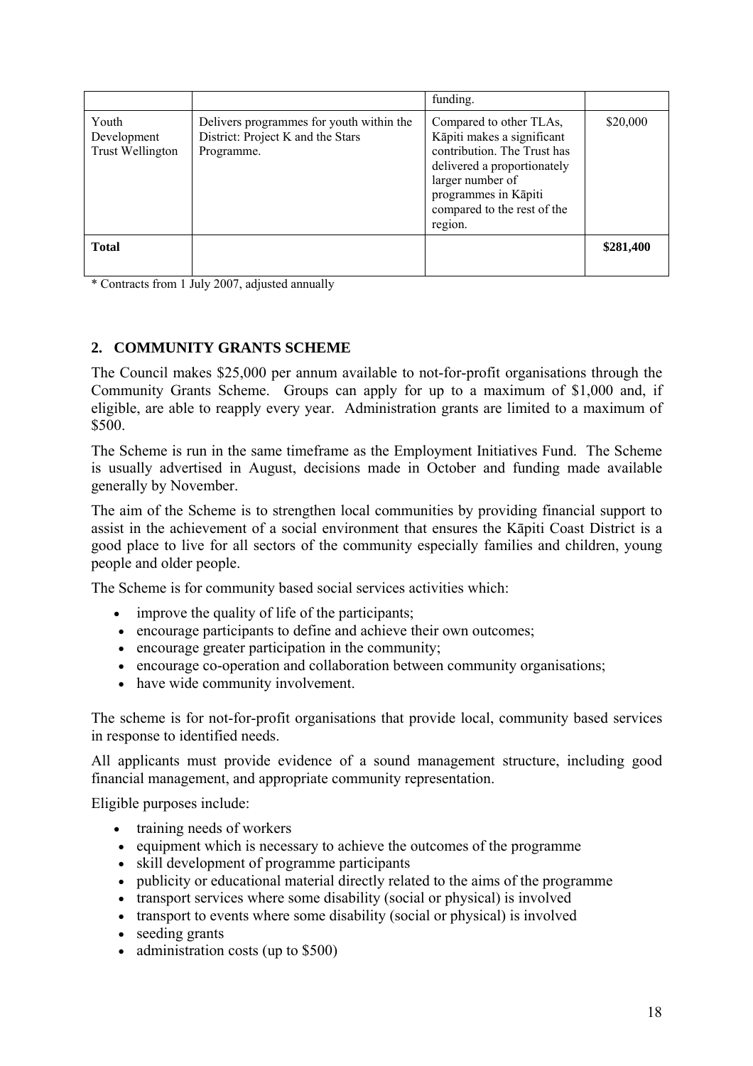|  |  | funding. |  |
| --- | --- | --- | --- |
| Youth Development Trust Wellington | Delivers programmes for youth within the District: Project K and the Stars Programme. | Compared to other TLAs, Kāpiti makes a significant contribution. The Trust has delivered a proportionately larger number of programmes in Kāpiti compared to the rest of the region. | $20,000 |
| **Total** |  |  | **$281,400** |

* Contracts from 1 July 2007, adjusted annually

## 2. COMMUNITY GRANTS SCHEME

The Council makes $25,000 per annum available to not-for-profit organisations through the Community Grants Scheme. Groups can apply for up to a maximum of $1,000 and, if eligible, are able to reapply every year. Administration grants are limited to a maximum of $500.

The Scheme is run in the same timeframe as the Employment Initiatives Fund. The Scheme is usually advertised in August, decisions made in October and funding made available generally by November.

The aim of the Scheme is to strengthen local communities by providing financial support to assist in the achievement of a social environment that ensures the Kāpiti Coast District is a good place to live for all sectors of the community especially families and children, young people and older people.

The Scheme is for community based social services activities which:

- improve the quality of life of the participants;
- encourage participants to define and achieve their own outcomes;
- encourage greater participation in the community;
- encourage co-operation and collaboration between community organisations;
- have wide community involvement.

The scheme is for not-for-profit organisations that provide local, community based services in response to identified needs.

All applicants must provide evidence of a sound management structure, including good financial management, and appropriate community representation.

Eligible purposes include:

- training needs of workers
- equipment which is necessary to achieve the outcomes of the programme
- skill development of programme participants
- publicity or educational material directly related to the aims of the programme
- transport services where some disability (social or physical) is involved
- transport to events where some disability (social or physical) is involved
- seeding grants
- administration costs (up to $500)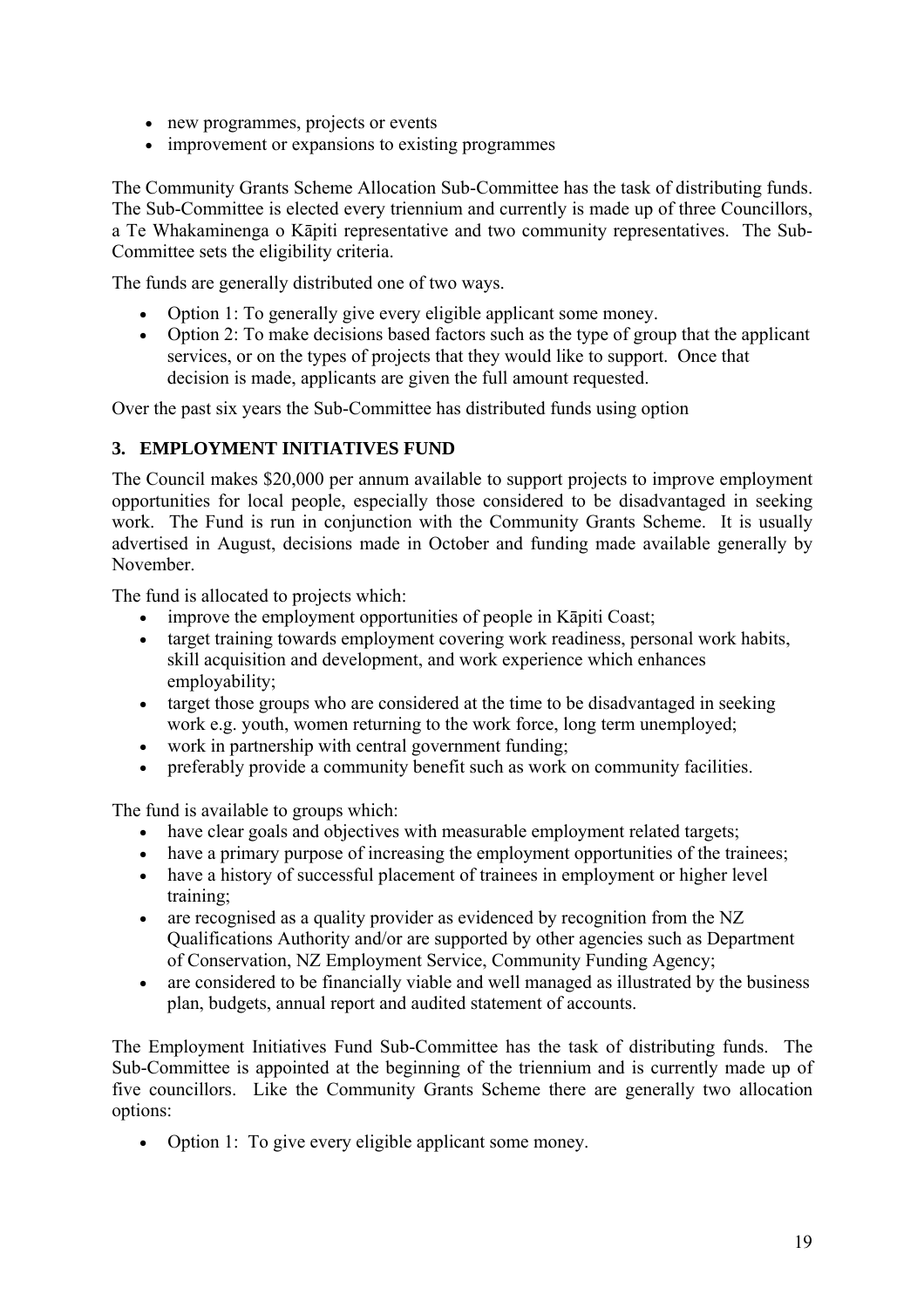- new programmes, projects or events
- improvement or expansions to existing programmes

The Community Grants Scheme Allocation Sub-Committee has the task of distributing funds. The Sub-Committee is elected every triennium and currently is made up of three Councillors, a Te Whakaminenga o Kāpiti representative and two community representatives. The Sub-Committee sets the eligibility criteria.

The funds are generally distributed one of two ways.

- Option 1: To generally give every eligible applicant some money.
- Option 2: To make decisions based factors such as the type of group that the applicant services, or on the types of projects that they would like to support. Once that decision is made, applicants are given the full amount requested.

Over the past six years the Sub-Committee has distributed funds using option

## 3. EMPLOYMENT INITIATIVES FUND

The Council makes $20,000 per annum available to support projects to improve employment opportunities for local people, especially those considered to be disadvantaged in seeking work. The Fund is run in conjunction with the Community Grants Scheme. It is usually advertised in August, decisions made in October and funding made available generally by November.

The fund is allocated to projects which:

- improve the employment opportunities of people in Kāpiti Coast;
- target training towards employment covering work readiness, personal work habits, skill acquisition and development, and work experience which enhances employability;
- target those groups who are considered at the time to be disadvantaged in seeking work e.g. youth, women returning to the work force, long term unemployed;
- work in partnership with central government funding;
- preferably provide a community benefit such as work on community facilities.

The fund is available to groups which:

- have clear goals and objectives with measurable employment related targets;
- have a primary purpose of increasing the employment opportunities of the trainees;
- have a history of successful placement of trainees in employment or higher level training;
- are recognised as a quality provider as evidenced by recognition from the NZ Qualifications Authority and/or are supported by other agencies such as Department of Conservation, NZ Employment Service, Community Funding Agency;
- are considered to be financially viable and well managed as illustrated by the business plan, budgets, annual report and audited statement of accounts.

The Employment Initiatives Fund Sub-Committee has the task of distributing funds. The Sub-Committee is appointed at the beginning of the triennium and is currently made up of five councillors. Like the Community Grants Scheme there are generally two allocation options:

- Option 1: To give every eligible applicant some money.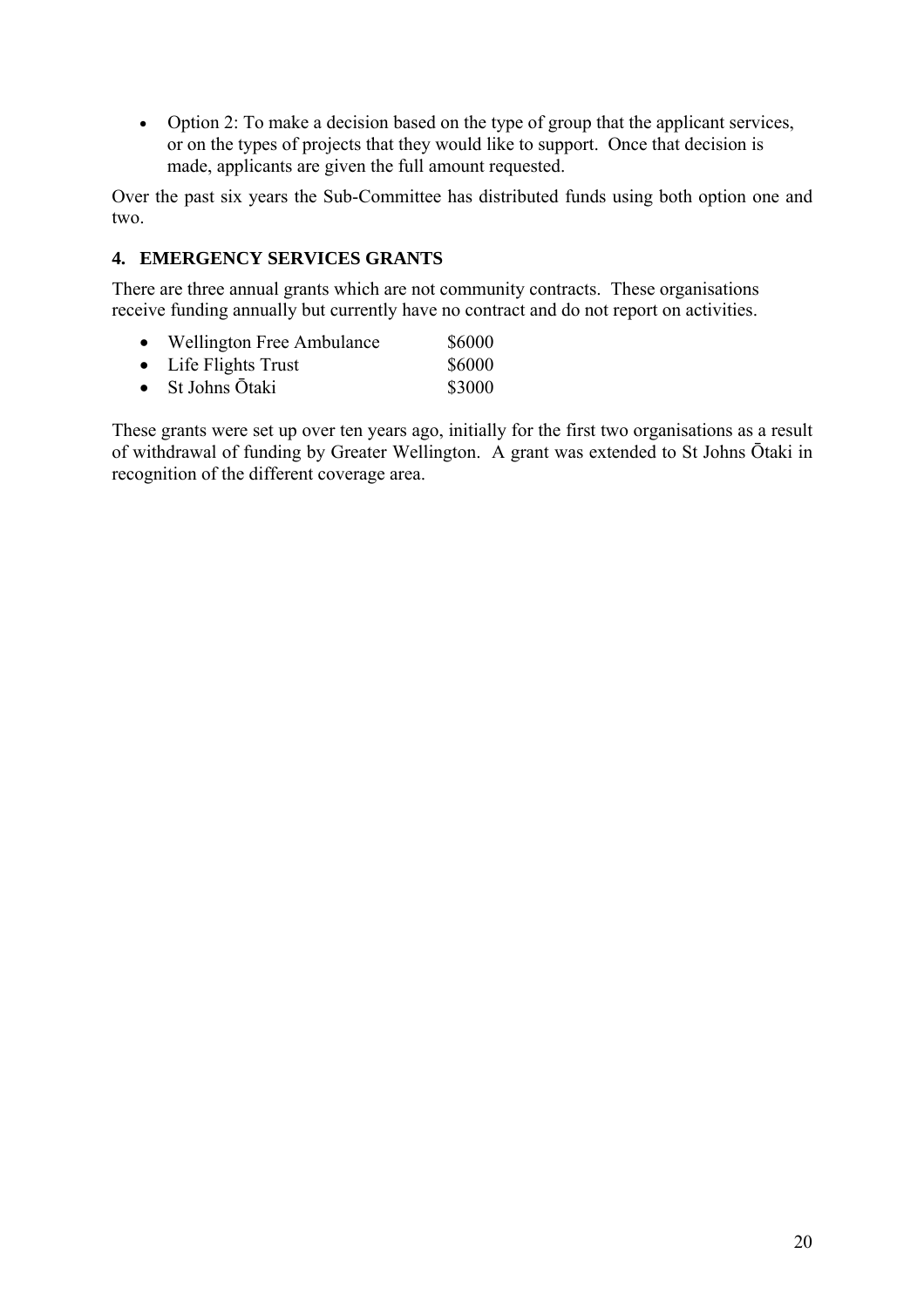- Option 2: To make a decision based on the type of group that the applicant services, or on the types of projects that they would like to support. Once that decision is made, applicants are given the full amount requested.

Over the past six years the Sub-Committee has distributed funds using both option one and two.

## 4. EMERGENCY SERVICES GRANTS

There are three annual grants which are not community contracts. These organisations receive funding annually but currently have no contract and do not report on activities.

- Wellington Free Ambulance $6000
- Life Flights Trust $6000
- St Johns Ōtaki $3000

These grants were set up over ten years ago, initially for the first two organisations as a result of withdrawal of funding by Greater Wellington. A grant was extended to St Johns Ōtaki in recognition of the different coverage area.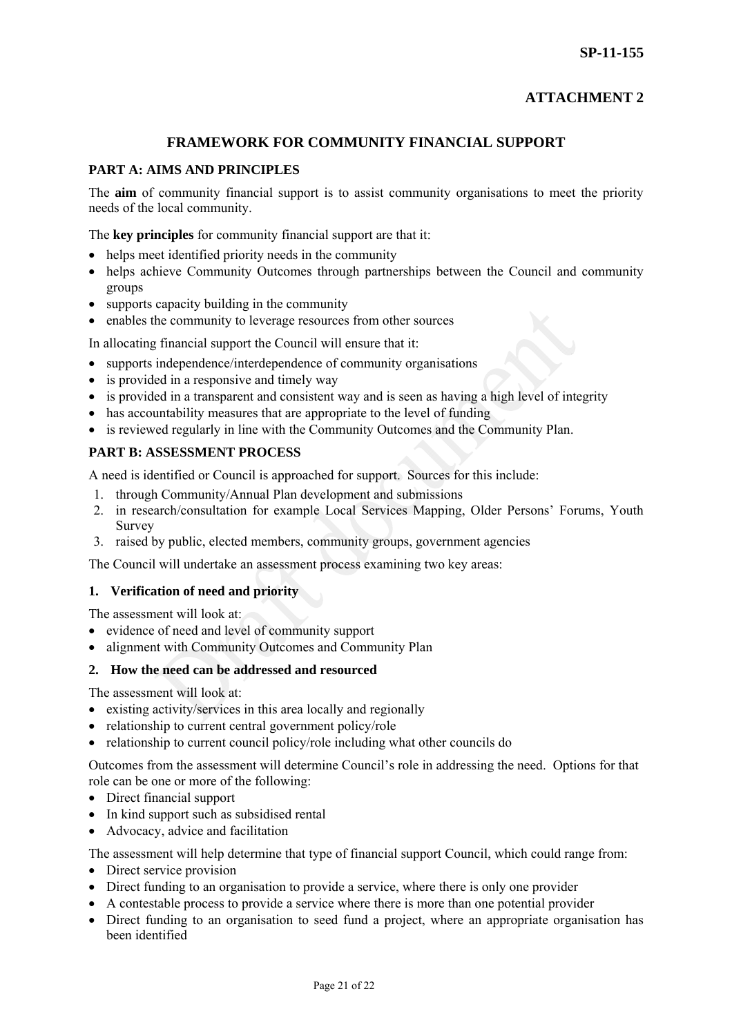**SP-11-155**

**ATTACHMENT 2**

# FRAMEWORK FOR COMMUNITY FINANCIAL SUPPORT

## PART A: AIMS AND PRINCIPLES

The **aim** of community financial support is to assist community organisations to meet the priority needs of the local community.

The **key principles** for community financial support are that it:

- helps meet identified priority needs in the community
- helps achieve Community Outcomes through partnerships between the Council and community groups
- supports capacity building in the community
- enables the community to leverage resources from other sources

In allocating financial support the Council will ensure that it:

- supports independence/interdependence of community organisations
- is provided in a responsive and timely way
- is provided in a transparent and consistent way and is seen as having a high level of integrity
- has accountability measures that are appropriate to the level of funding
- is reviewed regularly in line with the Community Outcomes and the Community Plan.

## PART B: ASSESSMENT PROCESS

A need is identified or Council is approached for support. Sources for this include:

1. through Community/Annual Plan development and submissions
2. in research/consultation for example Local Services Mapping, Older Persons' Forums, Youth Survey
3. raised by public, elected members, community groups, government agencies

The Council will undertake an assessment process examining two key areas:

### 1. Verification of need and priority

The assessment will look at:

- evidence of need and level of community support
- alignment with Community Outcomes and Community Plan

### 2. How the need can be addressed and resourced

The assessment will look at:

- existing activity/services in this area locally and regionally
- relationship to current central government policy/role
- relationship to current council policy/role including what other councils do

Outcomes from the assessment will determine Council's role in addressing the need. Options for that role can be one or more of the following:

- Direct financial support
- In kind support such as subsidised rental
- Advocacy, advice and facilitation

The assessment will help determine that type of financial support Council, which could range from:

- Direct service provision
- Direct funding to an organisation to provide a service, where there is only one provider
- A contestable process to provide a service where there is more than one potential provider
- Direct funding to an organisation to seed fund a project, where an appropriate organisation has been identified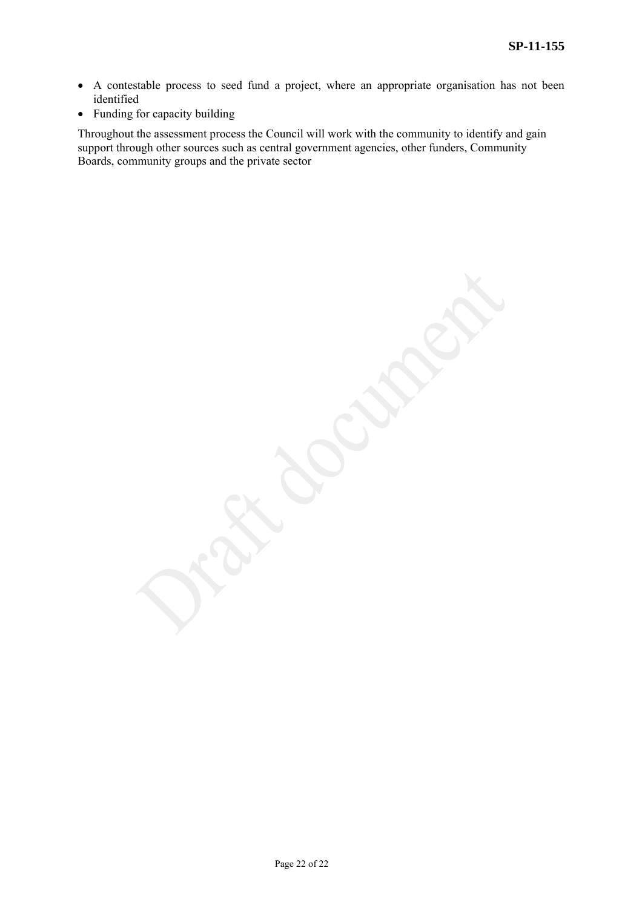- A contestable process to seed fund a project, where an appropriate organisation has not been identified
- Funding for capacity building

Throughout the assessment process the Council will work with the community to identify and gain support through other sources such as central government agencies, other funders, Community Boards, community groups and the private sector